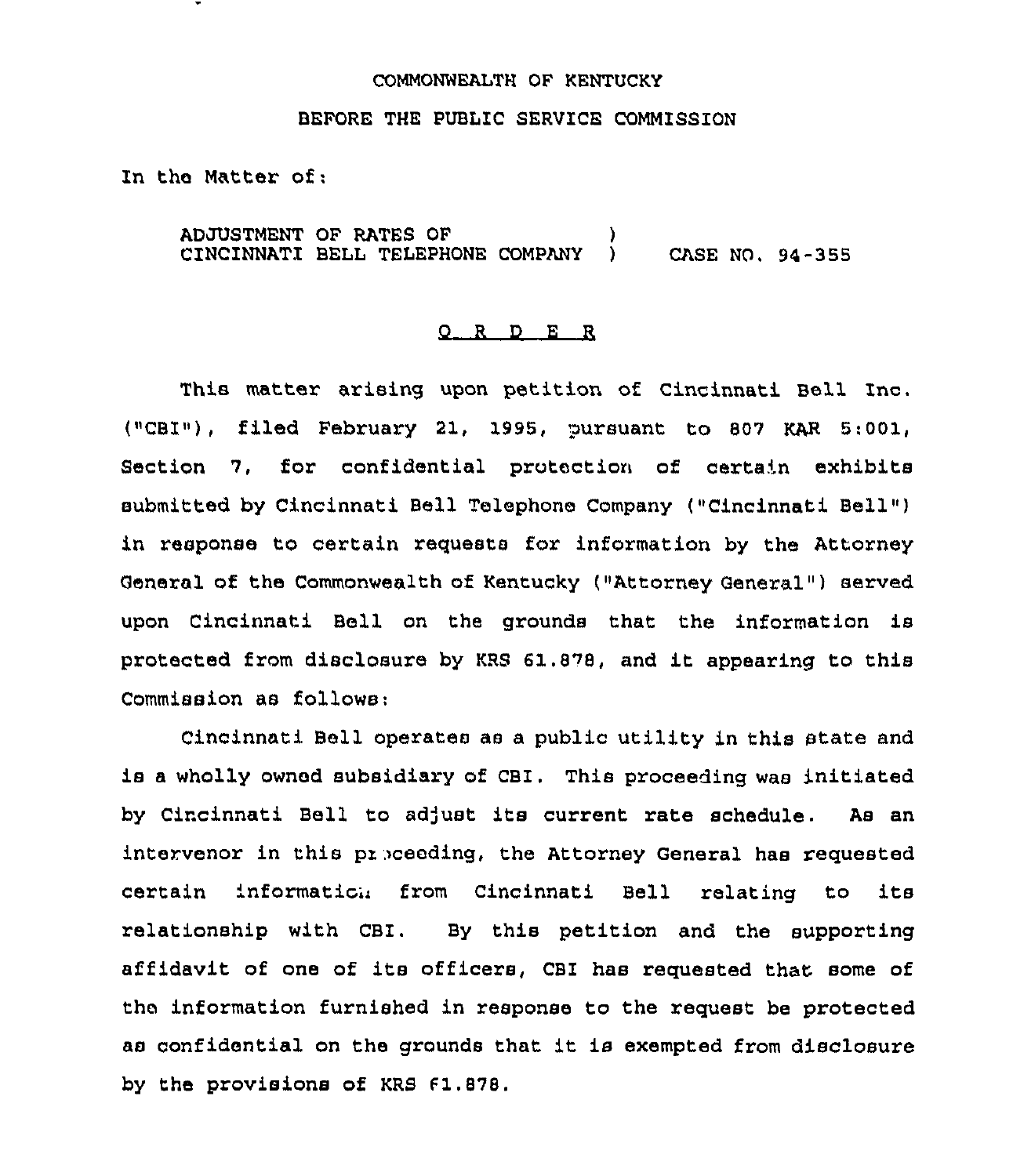COMMONWEALTH OF KENTUCKY

BEFORE THE PUBLIC SERVICE COMMISSION

In the Matter of:

ADJUSTMENT OF RATES OF CINCINNATI BELL TELEPHONE COMPANY ) CASE NO. 94-355

## O R D E R

This matter arising upon petition of Cincinnati Bell Inc. ("CBI"), filed February 21, 1995, pursuant to 807 KAR 5:001, Section 7, for confidential protection of certain exhibits submitted by Cincinnati Bell Telephone Company ("Cincinnati Bell") in response to certain requests for information by the Attorney General of the Commonwealth of Kentucky ("Attorney General") served upon Cincinnati Bell on the grounds that the information is protected from disclosure by KRS 61.878, and it appearing to this Commission as follows:

Cincinnati Bell operates as a public utility in this state and is a wholly owned subsidiary of CBI. This proceeding was initiated by Cincinnati Bell to adjust its current rate schedule. As an intervenor in this proceeding, the Attorney General has requested certain information from Cincinnati Bell relating to its relationship with CBI. By this petition and the supporting affidavit of one of its officers, CBI has requested that some of the information furnished in response to the request be protected as confidential on the grounds that it is exempted from disclosure by the provisions of KRS 61.878.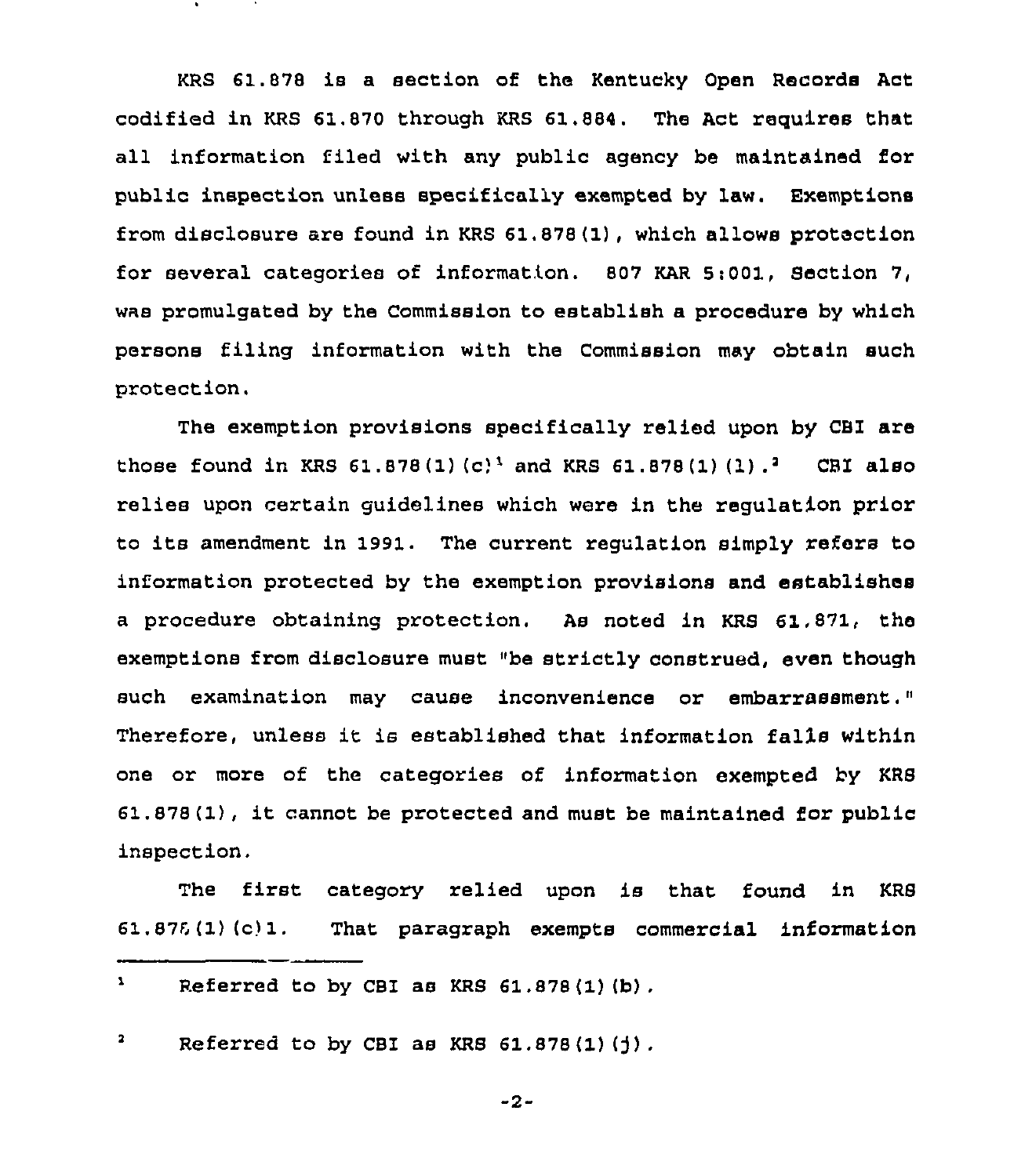KRS 61.878 is a section of the Kentucky Open Records Act codified in KRS 61.870 through KRS 61.884. The Act requires that all information filed with any public agency be maintained for public inspection unless specifically exempted by law. Exemptions from disclosure are found in KRS 61.878(1), which allows protection for several categories of information. 807 KAR 5:001, Section 7, was promulgated by the Commission to establish a procedure by which persons filing information with the Commission may obtain such protection.

The exemption provisions specifically relied upon by CBI are those found in KRS 61.878(1)(c)[1] and KRS 61.878(1)(l).[2] CBI also relies upon certain guidelines which were in the regulation prior to its amendment in 1991. The current regulation simply refers to information protected by the exemption provisions and establishes a procedure obtaining protection. As noted in KRS 61.871, the exemptions from disclosure must "be strictly construed, even though such examination may cause inconvenience or embarrassment." Therefore, unless it is established that information falls within one or more of the categories of information exempted by KRS 61.878(1), it cannot be protected and must be maintained for public inspection.

The first category relied upon is that found in KRS 61.878(1)(c)1. That paragraph exempts commercial information

---

[1] Referred to by CBI as KRS 61.878(1)(b).

[2] Referred to by CBI as KRS 61.878(1)(j).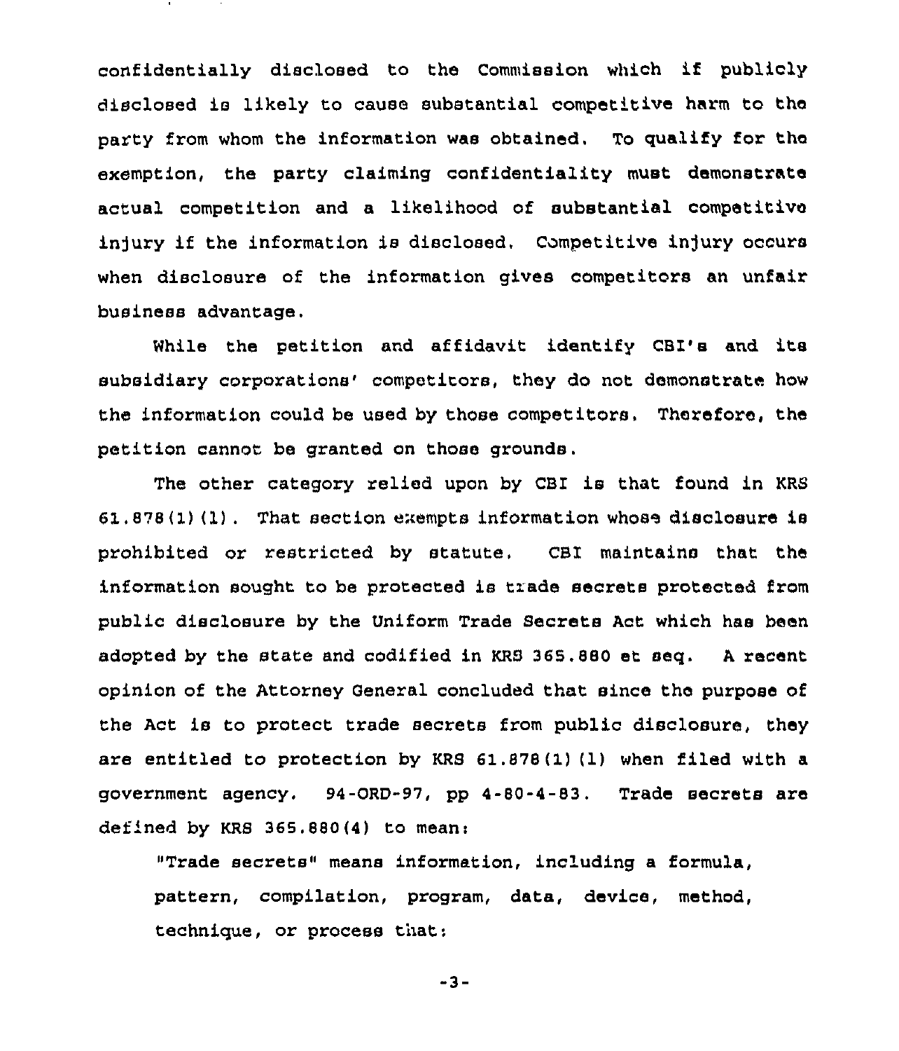confidentially disclosed to the Commission which if publicly disclosed is likely to cause substantial competitive harm to the party from whom the information was obtained. To qualify for the exemption, the party claiming confidentiality must demonstrate actual competition and a likelihood of substantial competitive injury if the information is disclosed. Competitive injury occurs when disclosure of the information gives competitors an unfair business advantage.

While the petition and affidavit identify CBI's and its subsidiary corporations' competitors, they do not demonstrate how the information could be used by those competitors. Therefore, the petition cannot be granted on those grounds.

The other category relied upon by CBI is that found in KRS 61.878(1)(l). That section exempts information whose disclosure is prohibited or restricted by statute. CBI maintains that the information sought to be protected is trade secrets protected from public disclosure by the Uniform Trade Secrets Act which has been adopted by the state and codified in KRS 365.880 et seq. A recent opinion of the Attorney General concluded that since the purpose of the Act is to protect trade secrets from public disclosure, they are entitled to protection by KRS 61.878(1)(l) when filed with a government agency. 94-ORD-97, pp 4-80-4-83. Trade secrets are defined by KRS 365.880(4) to mean:

> "Trade secrets" means information, including a formula, pattern, compilation, program, data, device, method, technique, or process that: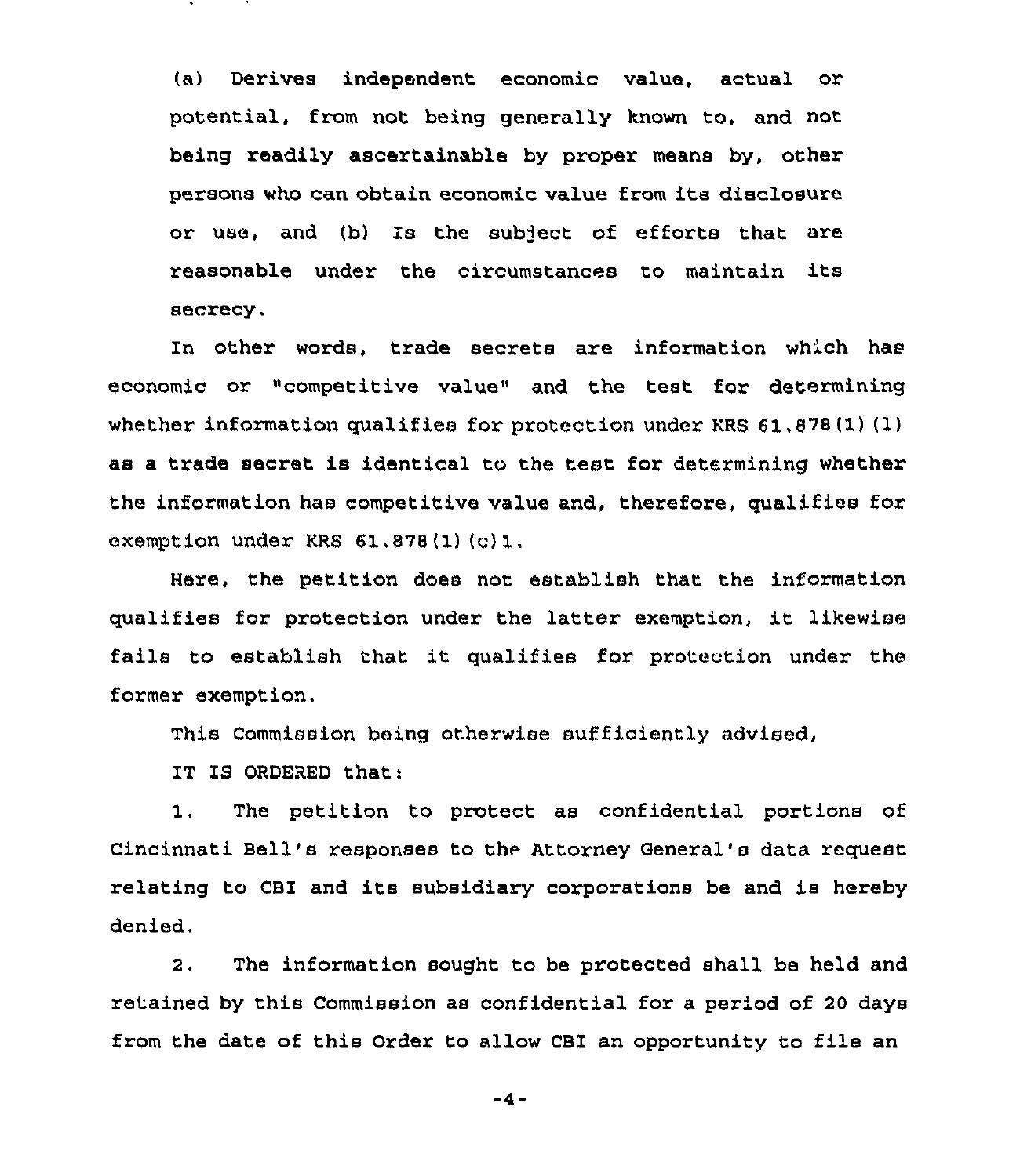(a) Derives independent economic value, actual or potential, from not being generally known to, and not being readily ascertainable by proper means by, other persons who can obtain economic value from its disclosure or use, and (b) Is the subject of efforts that are reasonable under the circumstances to maintain its secrecy.

In other words, trade secrets are information which has economic or "competitive value" and the test for determining whether information qualifies for protection under KRS 61.878(1)(l) as a trade secret is identical to the test for determining whether the information has competitive value and, therefore, qualifies for exemption under KRS 61.878(1)(c)1.

Here, the petition does not establish that the information qualifies for protection under the latter exemption, it likewise fails to establish that it qualifies for protection under the former exemption.

This Commission being otherwise sufficiently advised,

IT IS ORDERED that:

1. The petition to protect as confidential portions of Cincinnati Bell's responses to the Attorney General's data request relating to CBI and its subsidiary corporations be and is hereby denied.

2. The information sought to be protected shall be held and retained by this Commission as confidential for a period of 20 days from the date of this Order to allow CBI an opportunity to file an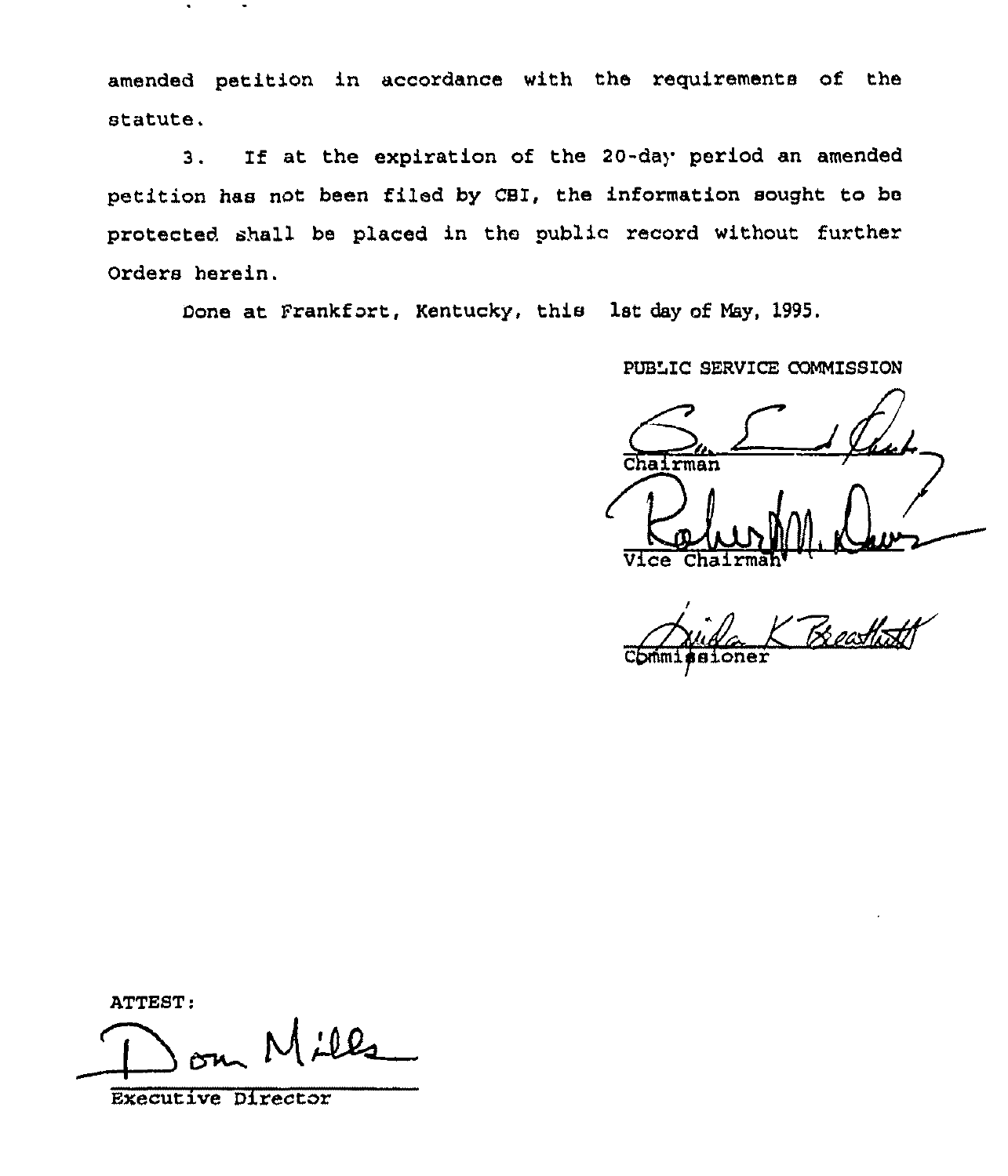amended petition in accordance with the requirements of the statute.

3. If at the expiration of the 20-day period an amended petition has not been filed by CBI, the information sought to be protected shall be placed in the public record without further Orders herein.

Done at Frankfort, Kentucky, this 1st day of May, 1995.

PUBLIC SERVICE COMMISSION

Chairman

Vice Chairman

Commissioner

ATTEST:

Executive Director